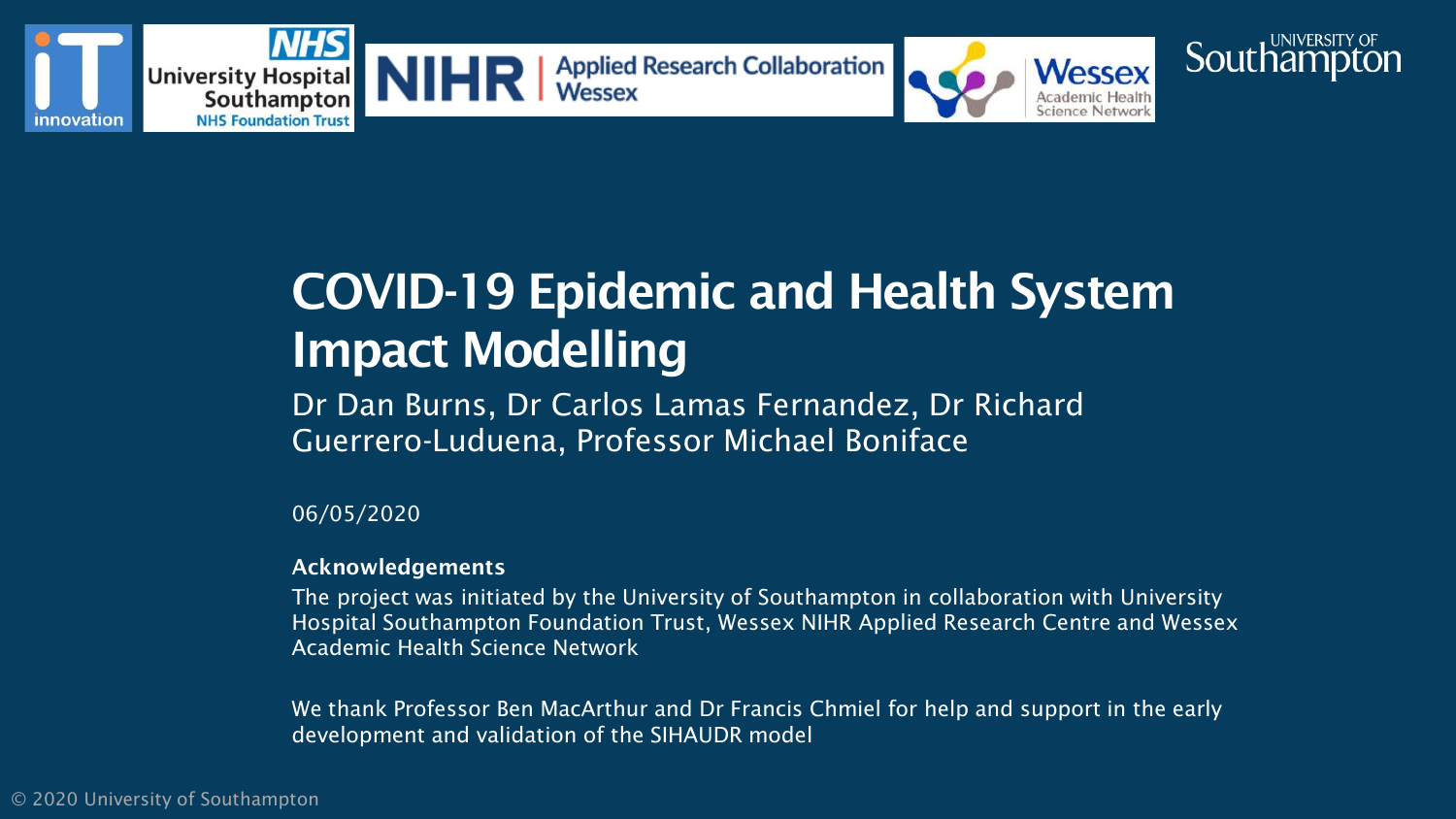# COVID-19 Epidemic and Health System Impact Modelling

Dr Dan Burns, Dr Carlos Lamas Fernandez, Dr Richard Guerrero-Luduena, Professor Michael Boniface

06/05/2020

**Acknowledgements**

The project was initiated by the University of Southampton in collaboration with University Hospital Southampton Foundation Trust, Wessex NIHR Applied Research Centre and Wessex Academic Health Science Network

We thank Professor Ben MacArthur and Dr Francis Chmiel for help and support in the early development and validation of the SIHAUDR model

© 2020 University of Southampton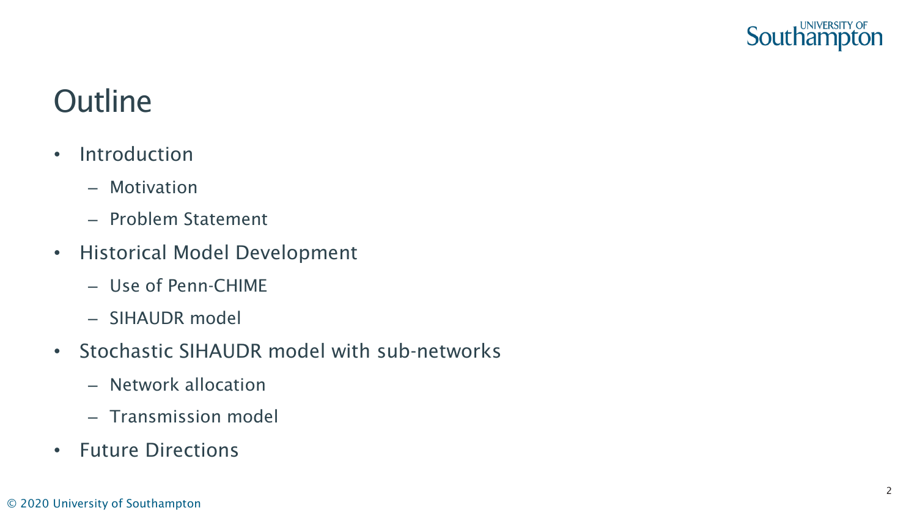# Outline

- Introduction
  - Motivation
  - Problem Statement
- Historical Model Development
  - Use of Penn-CHIME
  - SIHAUDR model
- Stochastic SIHAUDR model with sub-networks
  - Network allocation
  - Transmission model
- Future Directions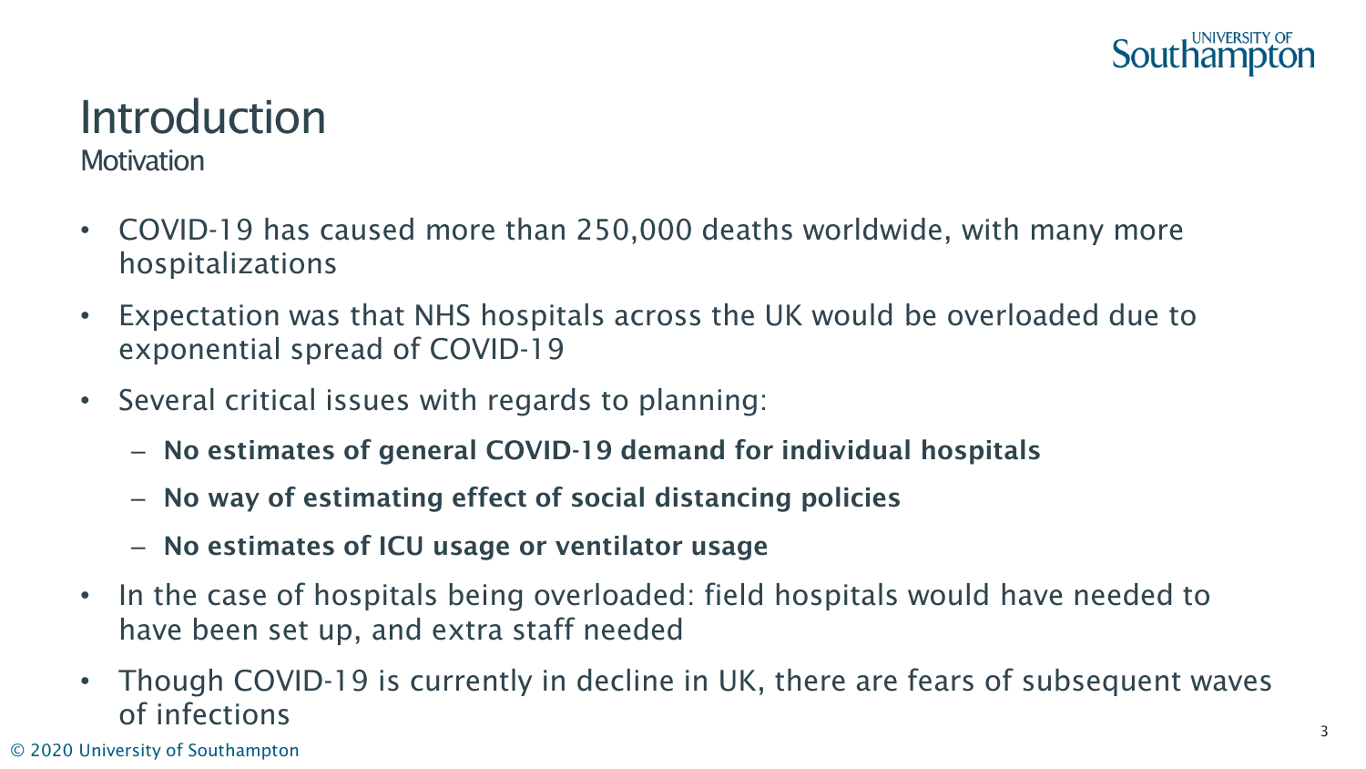# Introduction

## Motivation

- COVID-19 has caused more than 250,000 deaths worldwide, with many more hospitalizations
- Expectation was that NHS hospitals across the UK would be overloaded due to exponential spread of COVID-19
- Several critical issues with regards to planning:
  - **No estimates of general COVID-19 demand for individual hospitals**
  - **No way of estimating effect of social distancing policies**
  - **No estimates of ICU usage or ventilator usage**
- In the case of hospitals being overloaded: field hospitals would have needed to have been set up, and extra staff needed
- Though COVID-19 is currently in decline in UK, there are fears of subsequent waves of infections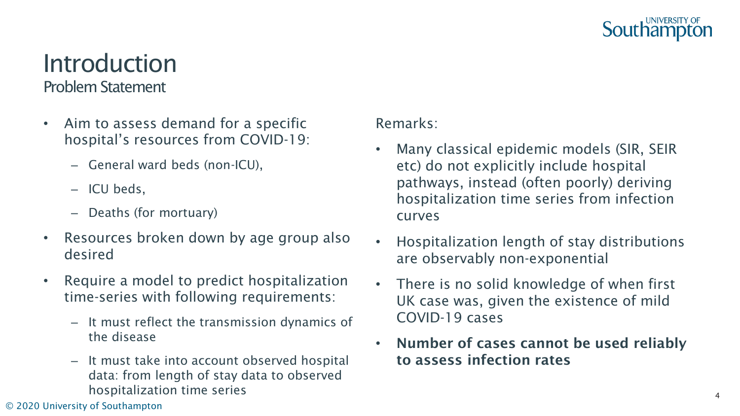# Introduction

## Problem Statement

- Aim to assess demand for a specific hospital's resources from COVID-19:
  - General ward beds (non-ICU),
  - ICU beds,
  - Deaths (for mortuary)
- Resources broken down by age group also desired
- Require a model to predict hospitalization time-series with following requirements:
  - It must reflect the transmission dynamics of the disease
  - It must take into account observed hospital data: from length of stay data to observed hospitalization time series

Remarks:

- Many classical epidemic models (SIR, SEIR etc) do not explicitly include hospital pathways, instead (often poorly) deriving hospitalization time series from infection curves
- Hospitalization length of stay distributions are observably non-exponential
- There is no solid knowledge of when first UK case was, given the existence of mild COVID-19 cases
- **Number of cases cannot be used reliably to assess infection rates**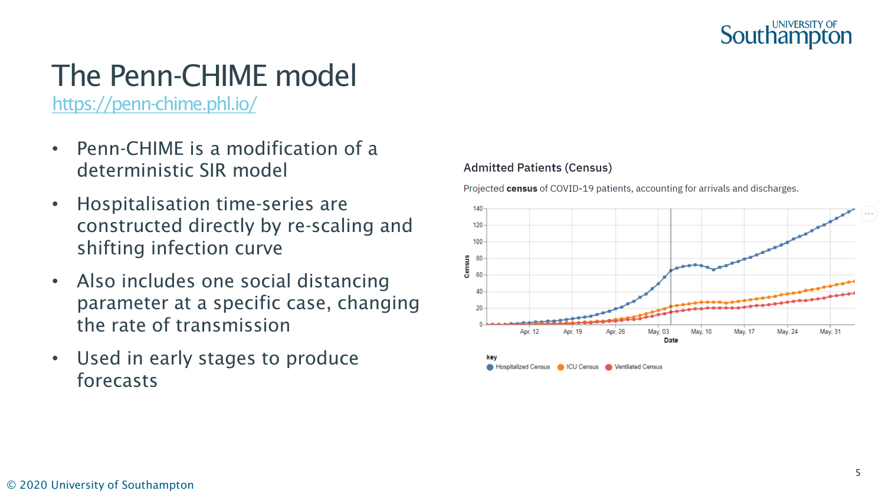# The Penn-CHIME model

https://penn-chime.phl.io/

- Penn-CHIME is a modification of a deterministic SIR model
- Hospitalisation time-series are constructed directly by re-scaling and shifting infection curve
- Also includes one social distancing parameter at a specific case, changing the rate of transmission
- Used in early stages to produce forecasts

Admitted Patients (Census)

Projected **census** of COVID-19 patients, accounting for arrivals and discharges.

Census

140
120
100
80
60
40
20
0

Apr, 12
Apr, 19
Apr, 26
May, 03
May, 10
May, 17
May, 24
May, 31

Date

key

Hospitalized Census
ICU Census
Ventilated Census

© 2020 University of Southampton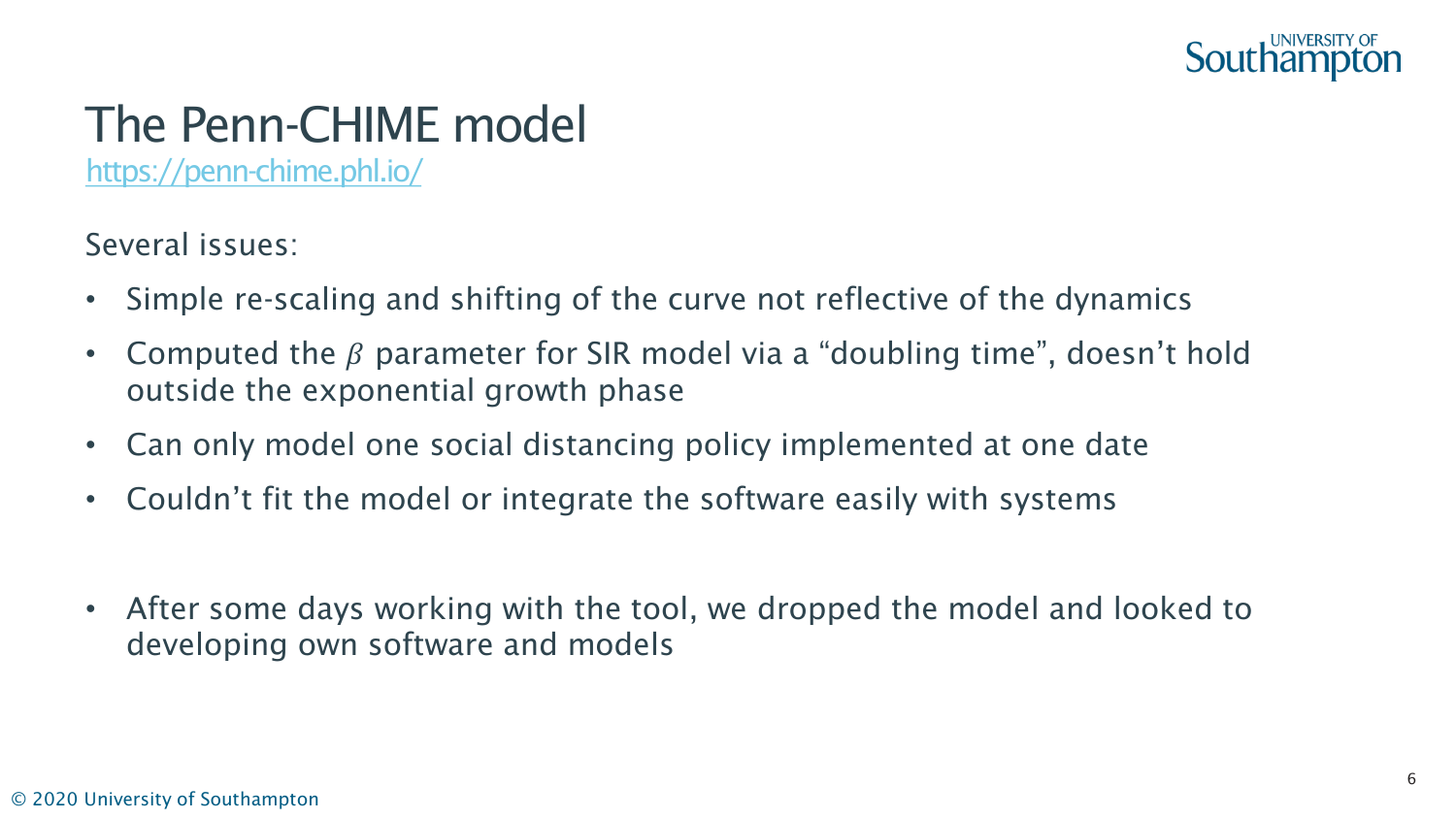# The Penn-CHIME model

https://penn-chime.phl.io/

Several issues:

- Simple re-scaling and shifting of the curve not reflective of the dynamics
- Computed the $\beta$ parameter for SIR model via a “doubling time”, doesn’t hold outside the exponential growth phase
- Can only model one social distancing policy implemented at one date
- Couldn’t fit the model or integrate the software easily with systems

- After some days working with the tool, we dropped the model and looked to developing own software and models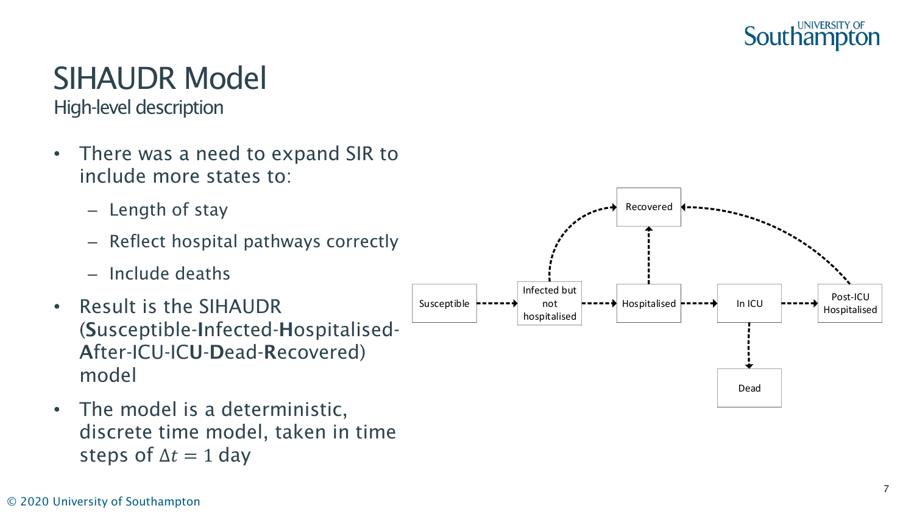# SIHAUDR Model

## High-level description

- There was a need to expand SIR to include more states to:
  - Length of stay
  - Reflect hospital pathways correctly
  - Include deaths
- Result is the SIHAUDR (**S**usceptible-**I**nfected-**H**ospitalised-**A**fter-ICU-IC**U**-**D**ead-**R**ecovered) model
- The model is a deterministic, discrete time model, taken in time steps of $\Delta t = 1$ day

Susceptible

Infected but not hospitalised

Hospitalised

In ICU

Post-ICU Hospitalised

Recovered

Dead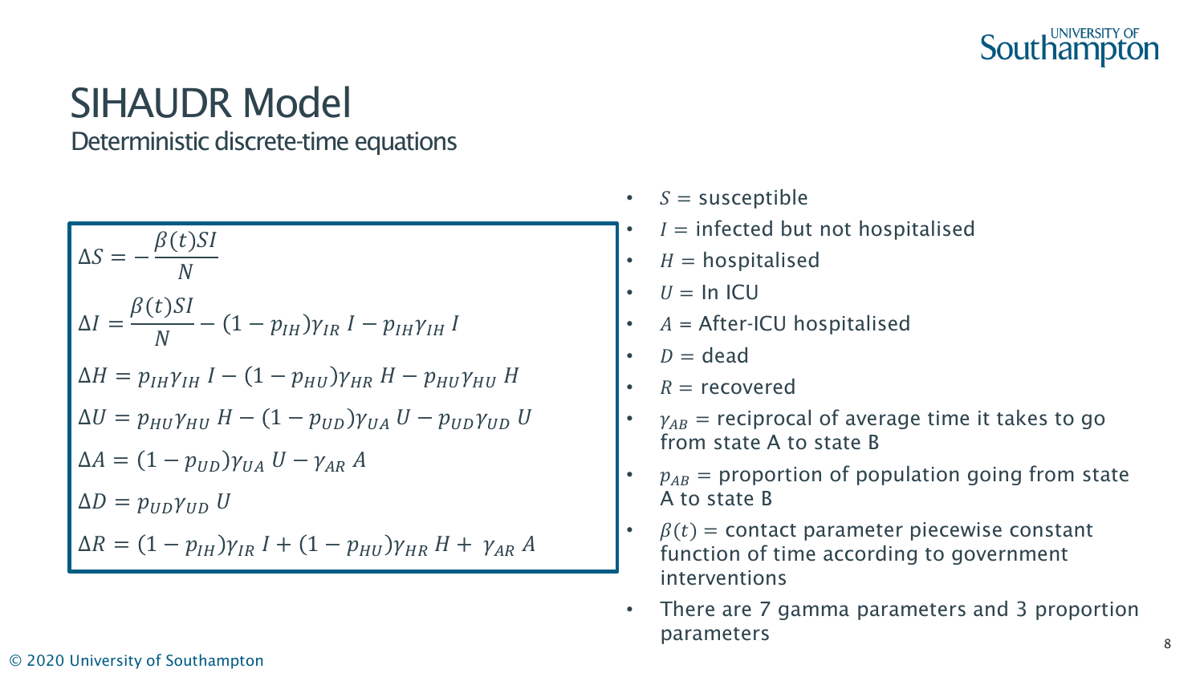# SIHAUDR Model

Deterministic discrete-time equations

$$\Delta S = -\frac{\beta(t)SI}{N}$$

$$\Delta I = \frac{\beta(t)SI}{N} - (1 - p_{IH})\gamma_{IR}\, I - p_{IH}\gamma_{IH}\, I$$

$$\Delta H = p_{IH}\gamma_{IH}\, I - (1 - p_{HU})\gamma_{HR}\, H - p_{HU}\gamma_{HU}\, H$$

$$\Delta U = p_{HU}\gamma_{HU}\, H - (1 - p_{UD})\gamma_{UA}\, U - p_{UD}\gamma_{UD}\, U$$

$$\Delta A = (1 - p_{UD})\gamma_{UA}\, U - \gamma_{AR}\, A$$

$$\Delta D = p_{UD}\gamma_{UD}\, U$$

$$\Delta R = (1 - p_{IH})\gamma_{IR}\, I + (1 - p_{HU})\gamma_{HR}\, H + \gamma_{AR}\, A$$

- $S$ = susceptible
- $I$ = infected but not hospitalised
- $H$ = hospitalised
- $U$ = In ICU
- $A$ = After-ICU hospitalised
- $D$ = dead
- $R$ = recovered
- $\gamma_{AB}$ = reciprocal of average time it takes to go from state A to state B
- $p_{AB}$ = proportion of population going from state A to state B
- $\beta(t)$ = contact parameter piecewise constant function of time according to government interventions
- There are 7 gamma parameters and 3 proportion parameters

© 2020 University of Southampton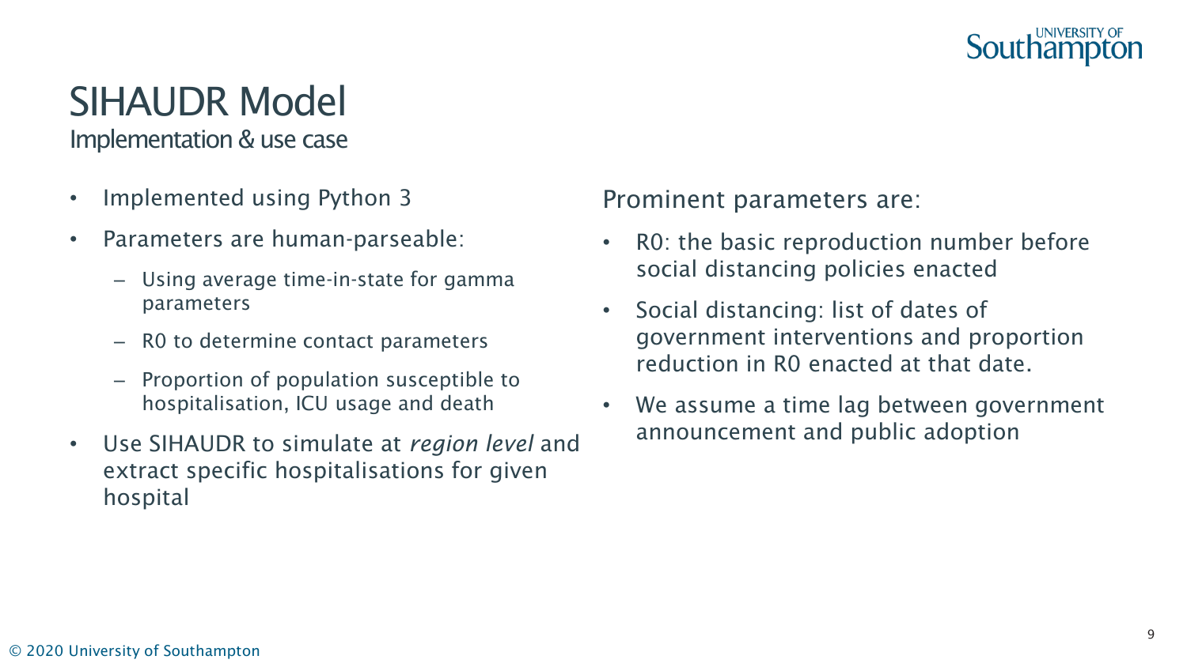# SIHAUDR Model

Implementation & use case

- Implemented using Python 3
- Parameters are human-parseable:
  - Using average time-in-state for gamma parameters
  - R0 to determine contact parameters
  - Proportion of population susceptible to hospitalisation, ICU usage and death
- Use SIHAUDR to simulate at *region level* and extract specific hospitalisations for given hospital

Prominent parameters are:

- R0: the basic reproduction number before social distancing policies enacted
- Social distancing: list of dates of government interventions and proportion reduction in R0 enacted at that date.
- We assume a time lag between government announcement and public adoption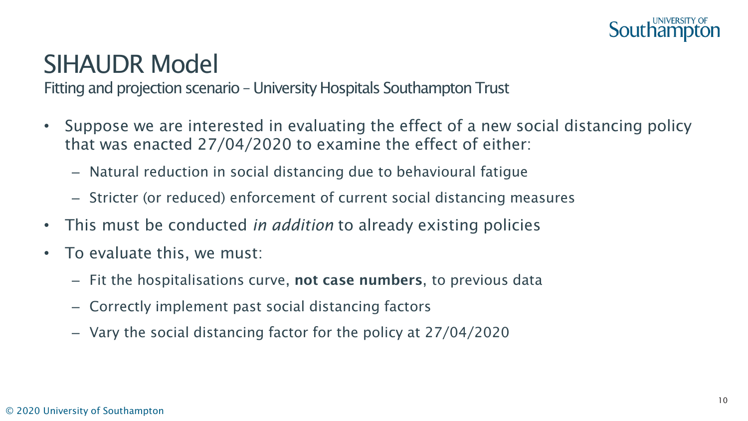# SIHAUDR Model

## Fitting and projection scenario – University Hospitals Southampton Trust

- Suppose we are interested in evaluating the effect of a new social distancing policy that was enacted 27/04/2020 to examine the effect of either:
  - Natural reduction in social distancing due to behavioural fatigue
  - Stricter (or reduced) enforcement of current social distancing measures
- This must be conducted *in addition* to already existing policies
- To evaluate this, we must:
  - Fit the hospitalisations curve, **not case numbers**, to previous data
  - Correctly implement past social distancing factors
  - Vary the social distancing factor for the policy at 27/04/2020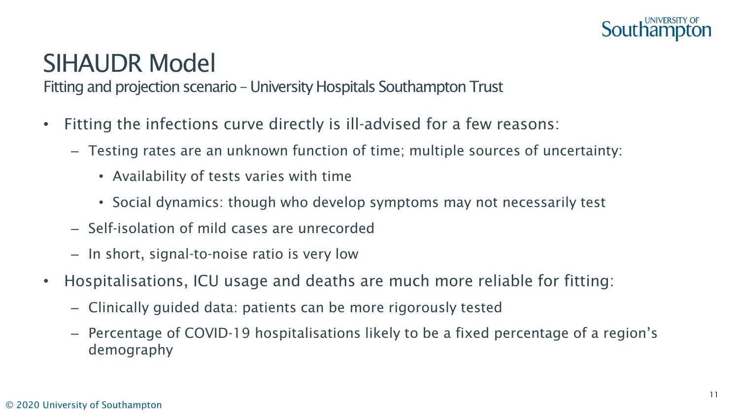# SIHAUDR Model

Fitting and projection scenario – University Hospitals Southampton Trust

- Fitting the infections curve directly is ill-advised for a few reasons:
  - Testing rates are an unknown function of time; multiple sources of uncertainty:
    - Availability of tests varies with time
    - Social dynamics: though who develop symptoms may not necessarily test
  - Self-isolation of mild cases are unrecorded
  - In short, signal-to-noise ratio is very low
- Hospitalisations, ICU usage and deaths are much more reliable for fitting:
  - Clinically guided data: patients can be more rigorously tested
  - Percentage of COVID-19 hospitalisations likely to be a fixed percentage of a region's demography

© 2020 University of Southampton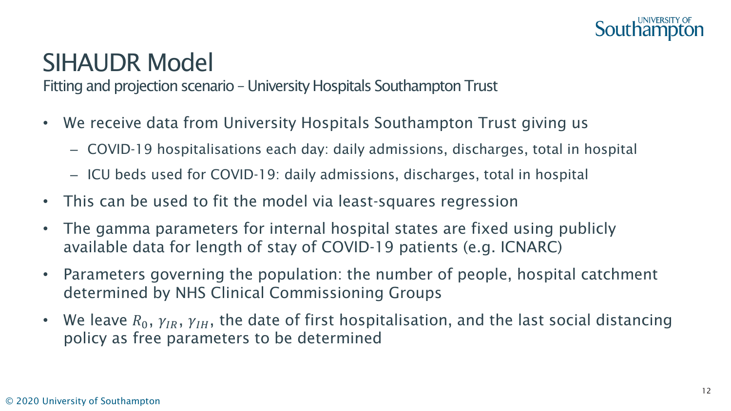# SIHAUDR Model

Fitting and projection scenario – University Hospitals Southampton Trust

- We receive data from University Hospitals Southampton Trust giving us
  - COVID-19 hospitalisations each day: daily admissions, discharges, total in hospital
  - ICU beds used for COVID-19: daily admissions, discharges, total in hospital
- This can be used to fit the model via least-squares regression
- The gamma parameters for internal hospital states are fixed using publicly available data for length of stay of COVID-19 patients (e.g. ICNARC)
- Parameters governing the population: the number of people, hospital catchment determined by NHS Clinical Commissioning Groups
- We leave $R_0$, $\gamma_{IR}$, $\gamma_{IH}$, the date of first hospitalisation, and the last social distancing policy as free parameters to be determined

© 2020 University of Southampton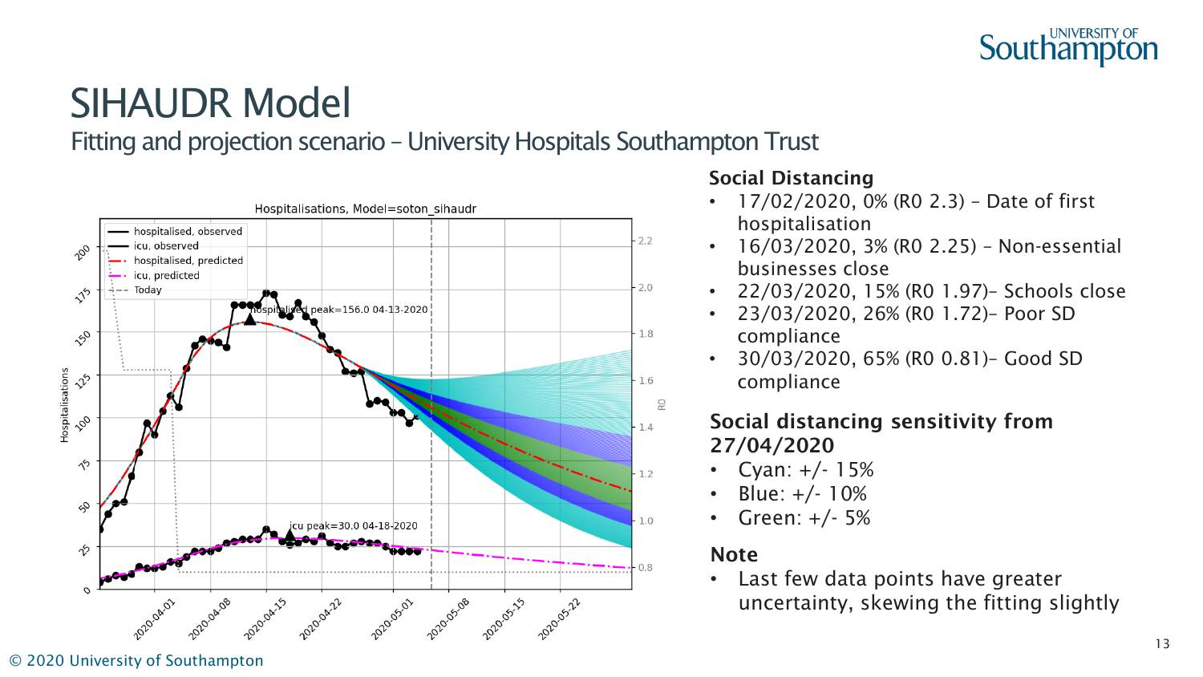# SIHAUDR Model

## Fitting and projection scenario – University Hospitals Southampton Trust

Hospitalisations, Model=soton_sihaudr

hospitalised, observed
icu, observed
hospitalised, predicted
icu, predicted
Today

hospitalised peak=156.0 04-13-2020

icu peak=30.0 04-18-2020

Hospitalisations

0
25
50
75
100
125
150
175
200

R0

0.8
1.0
1.2
1.4
1.6
1.8
2.0
2.2

2020-04-01
2020-04-08
2020-04-15
2020-04-22
2020-05-01
2020-05-08
2020-05-15
2020-05-22

### Social Distancing

- 17/02/2020, 0% (R0 2.3) – Date of first hospitalisation
- 16/03/2020, 3% (R0 2.25) – Non-essential businesses close
- 22/03/2020, 15% (R0 1.97)– Schools close
- 23/03/2020, 26% (R0 1.72)– Poor SD compliance
- 30/03/2020, 65% (R0 0.81)– Good SD compliance

### Social distancing sensitivity from 27/04/2020

- Cyan: +/- 15%
- Blue: +/- 10%
- Green: +/- 5%

### Note

- Last few data points have greater uncertainty, skewing the fitting slightly

© 2020 University of Southampton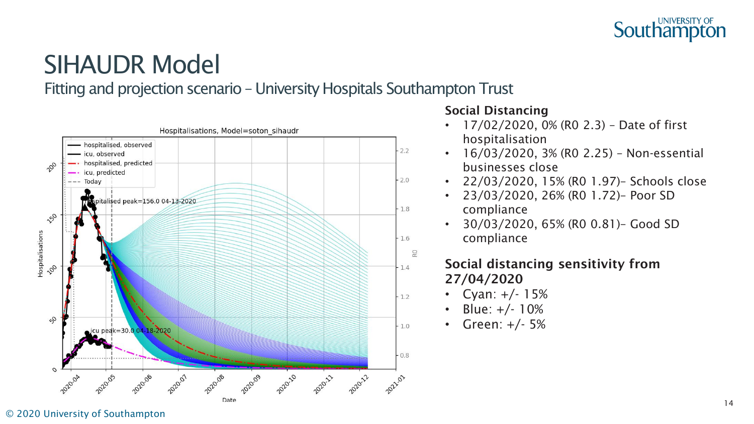# SIHAUDR Model

## Fitting and projection scenario – University Hospitals Southampton Trust

Hospitalisations, Model=soton_sihaudr

hospitalised, observed
icu, observed
hospitalised, predicted
icu, predicted
Today

hospitalised peak=156.0 04-13-2020
icu peak=30.0 04-18-2020

Hospitalisations
0
50
100
150
200

R0
0.8
1.0
1.2
1.4
1.6
1.8
2.0
2.2

Date
2020-04
2020-05
2020-06
2020-07
2020-08
2020-09
2020-10
2020-11
2020-12
2021-01

**Social Distancing**

- 17/02/2020, 0% (R0 2.3) – Date of first hospitalisation
- 16/03/2020, 3% (R0 2.25) – Non-essential businesses close
- 22/03/2020, 15% (R0 1.97)– Schools close
- 23/03/2020, 26% (R0 1.72)– Poor SD compliance
- 30/03/2020, 65% (R0 0.81)– Good SD compliance

**Social distancing sensitivity from 27/04/2020**

- Cyan: +/- 15%
- Blue: +/- 10%
- Green: +/- 5%

© 2020 University of Southampton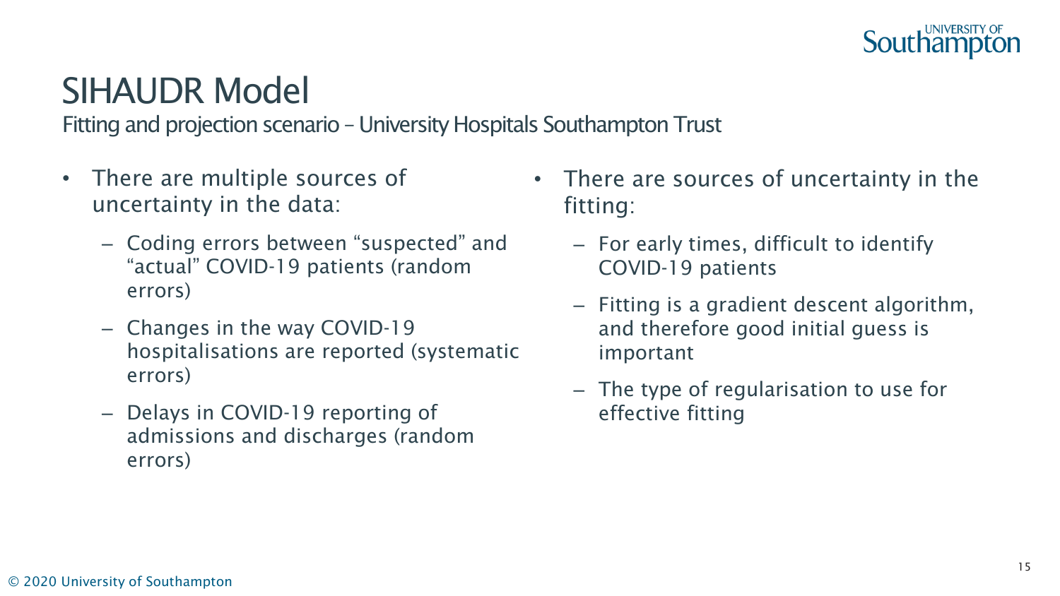# SIHAUDR Model

Fitting and projection scenario – University Hospitals Southampton Trust

- There are multiple sources of uncertainty in the data:
  - Coding errors between “suspected” and “actual” COVID-19 patients (random errors)
  - Changes in the way COVID-19 hospitalisations are reported (systematic errors)
  - Delays in COVID-19 reporting of admissions and discharges (random errors)
- There are sources of uncertainty in the fitting:
  - For early times, difficult to identify COVID-19 patients
  - Fitting is a gradient descent algorithm, and therefore good initial guess is important
  - The type of regularisation to use for effective fitting

© 2020 University of Southampton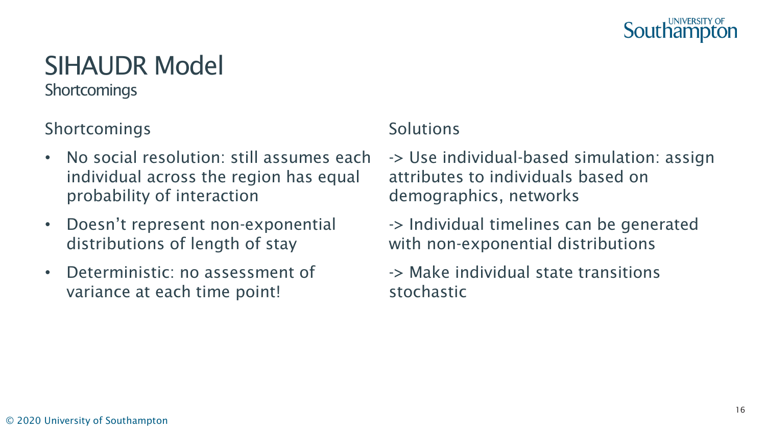# SIHAUDR Model

## Shortcomings

### Shortcomings

- No social resolution: still assumes each individual across the region has equal probability of interaction
- Doesn’t represent non-exponential distributions of length of stay
- Deterministic: no assessment of variance at each time point!

### Solutions

-> Use individual-based simulation: assign attributes to individuals based on demographics, networks

-> Individual timelines can be generated with non-exponential distributions

-> Make individual state transitions stochastic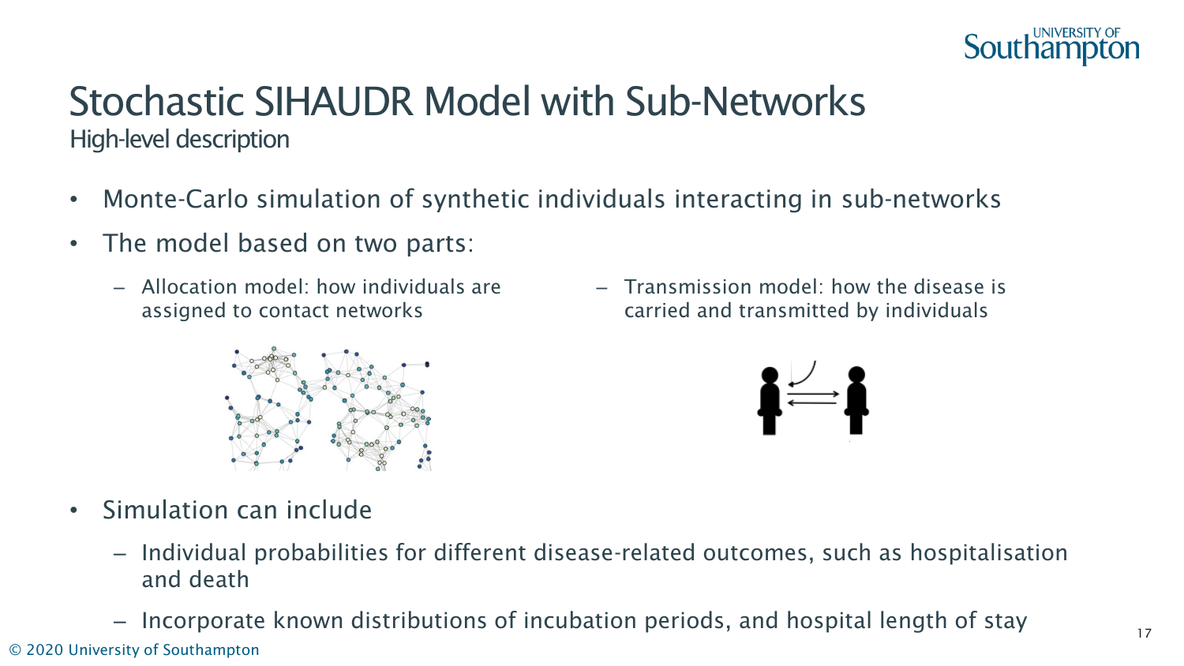# Stochastic SIHAUDR Model with Sub-Networks

## High-level description

- Monte-Carlo simulation of synthetic individuals interacting in sub-networks
- The model based on two parts:
  - Allocation model: how individuals are assigned to contact networks
  - Transmission model: how the disease is carried and transmitted by individuals
- Simulation can include
  - Individual probabilities for different disease-related outcomes, such as hospitalisation and death
  - Incorporate known distributions of incubation periods, and hospital length of stay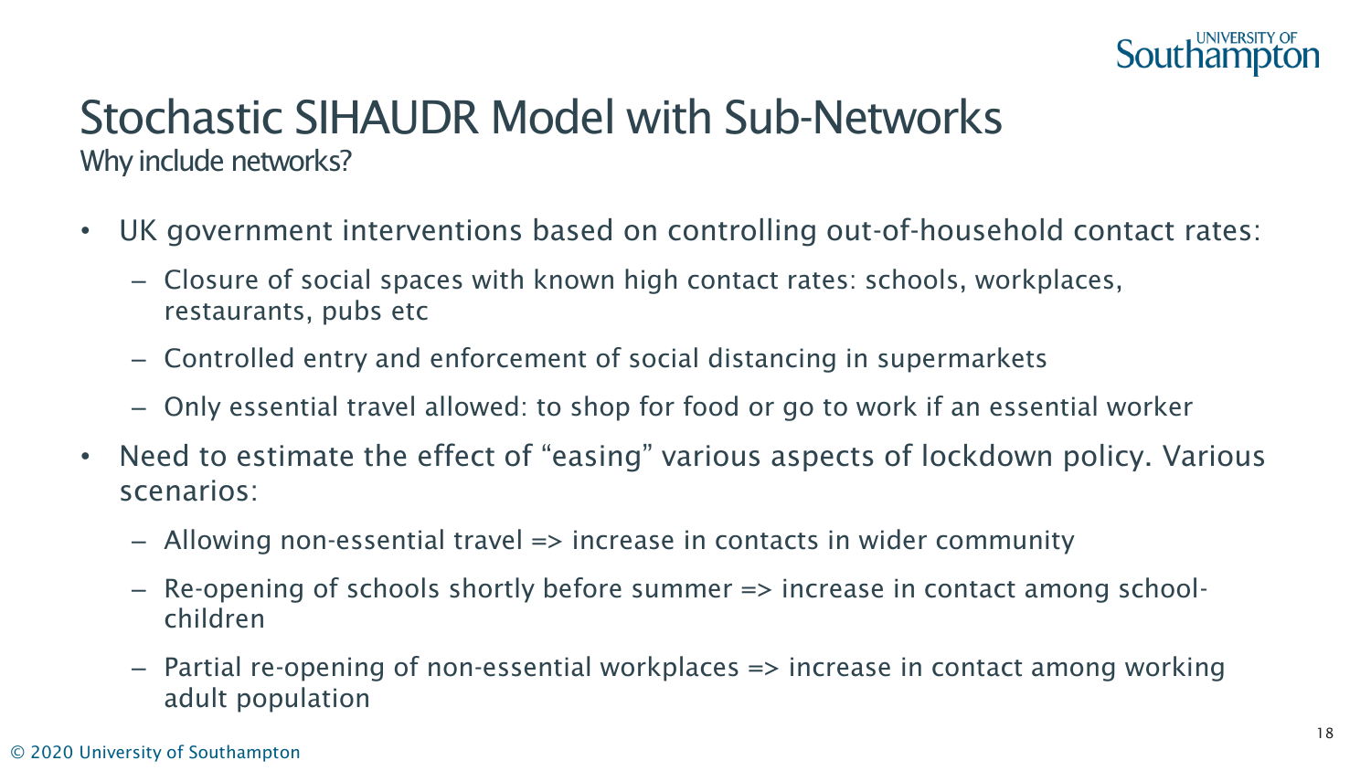# Stochastic SIHAUDR Model with Sub-Networks

## Why include networks?

- UK government interventions based on controlling out-of-household contact rates:
  - Closure of social spaces with known high contact rates: schools, workplaces, restaurants, pubs etc
  - Controlled entry and enforcement of social distancing in supermarkets
  - Only essential travel allowed: to shop for food or go to work if an essential worker
- Need to estimate the effect of "easing" various aspects of lockdown policy. Various scenarios:
  - Allowing non-essential travel => increase in contacts in wider community
  - Re-opening of schools shortly before summer => increase in contact among school-children
  - Partial re-opening of non-essential workplaces => increase in contact among working adult population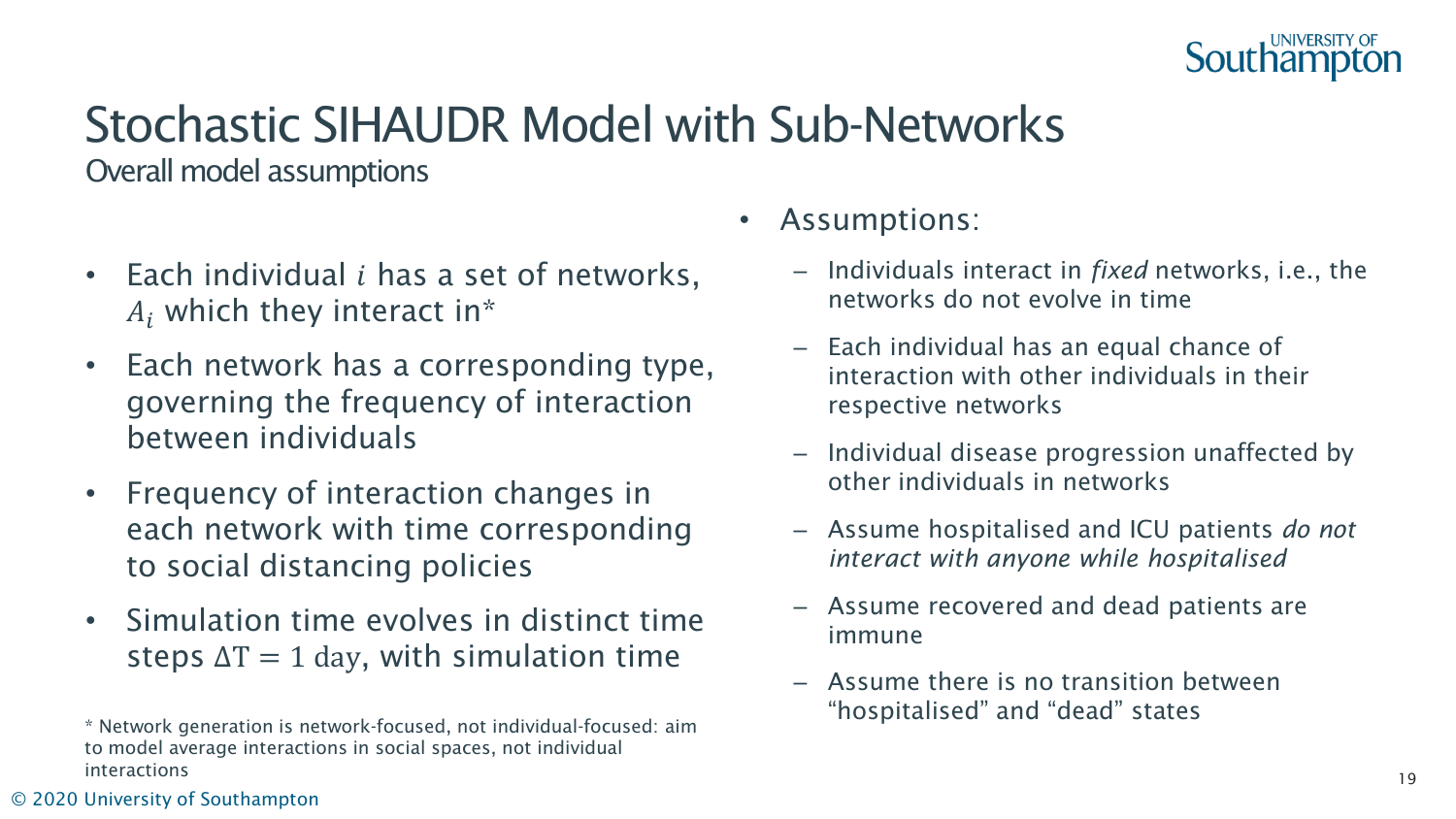# Stochastic SIHAUDR Model with Sub-Networks

## Overall model assumptions

- Each individual $i$ has a set of networks, $A_i$ which they interact in*
- Each network has a corresponding type, governing the frequency of interaction between individuals
- Frequency of interaction changes in each network with time corresponding to social distancing policies
- Simulation time evolves in distinct time steps $\Delta T = 1 \text{ day}$, with simulation time

* Network generation is network-focused, not individual-focused: aim to model average interactions in social spaces, not individual interactions

- Assumptions:
  - Individuals interact in *fixed* networks, i.e., the networks do not evolve in time
  - Each individual has an equal chance of interaction with other individuals in their respective networks
  - Individual disease progression unaffected by other individuals in networks
  - Assume hospitalised and ICU patients *do not interact with anyone while hospitalised*
  - Assume recovered and dead patients are immune
  - Assume there is no transition between "hospitalised" and "dead" states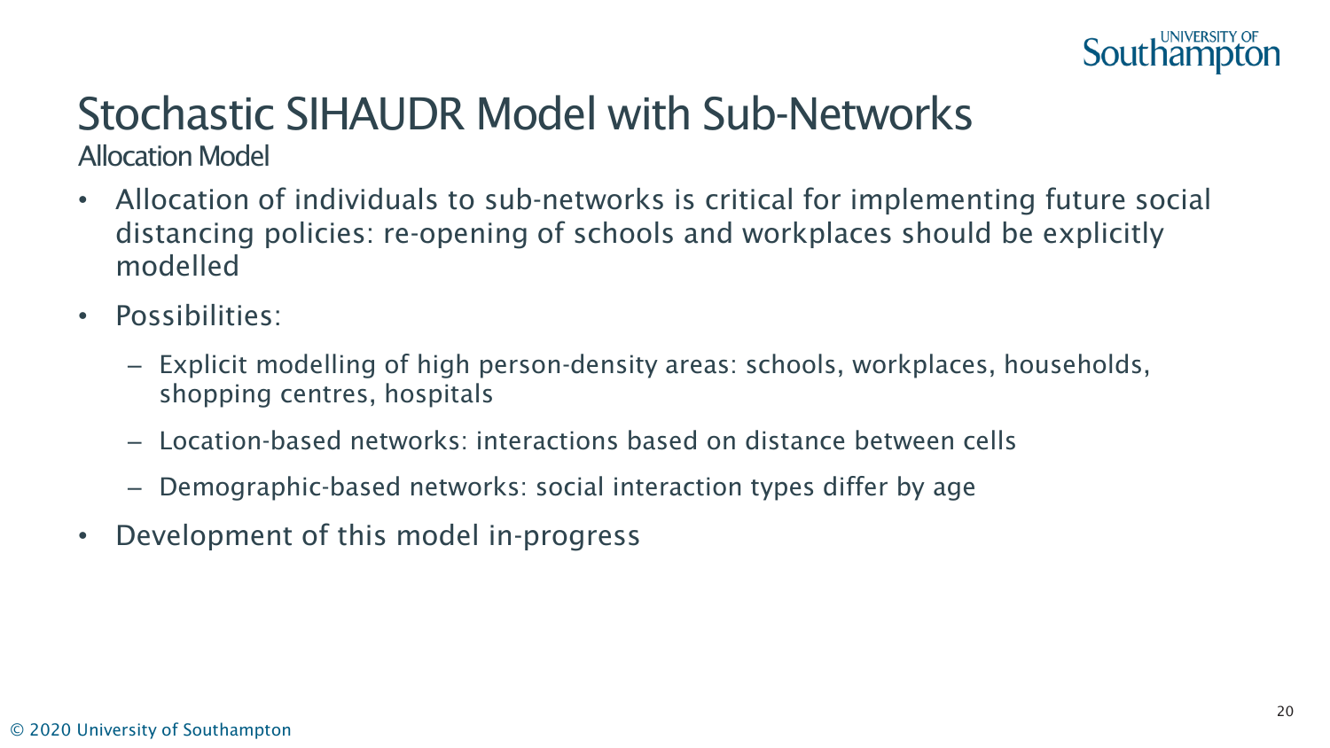# Stochastic SIHAUDR Model with Sub-Networks

## Allocation Model

- Allocation of individuals to sub-networks is critical for implementing future social distancing policies: re-opening of schools and workplaces should be explicitly modelled
- Possibilities:
  - Explicit modelling of high person-density areas: schools, workplaces, households, shopping centres, hospitals
  - Location-based networks: interactions based on distance between cells
  - Demographic-based networks: social interaction types differ by age
- Development of this model in-progress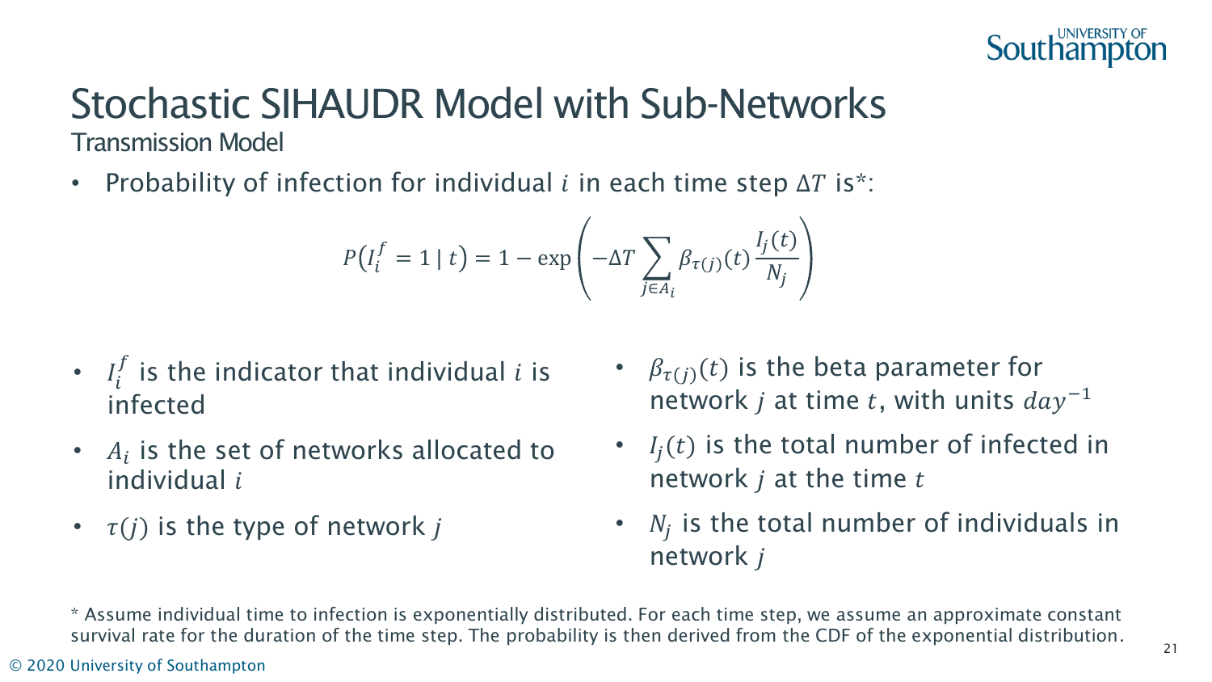# Stochastic SIHAUDR Model with Sub-Networks

## Transmission Model

- Probability of infection for individual $i$ in each time step $\Delta T$ is*:

$$P\left(I_i^f = 1 \mid t\right) = 1 - \exp\left(-\Delta T \sum_{j \in A_i} \beta_{\tau(j)}(t) \frac{I_j(t)}{N_j}\right)$$

- $I_i^f$ is the indicator that individual $i$ is infected
- $A_i$ is the set of networks allocated to individual $i$
- $\tau(j)$ is the type of network $j$
- $\beta_{\tau(j)}(t)$ is the beta parameter for network $j$ at time $t$, with units $day^{-1}$
- $I_j(t)$ is the total number of infected in network $j$ at the time $t$
- $N_j$ is the total number of individuals in network $j$

* Assume individual time to infection is exponentially distributed. For each time step, we assume an approximate constant survival rate for the duration of the time step. The probability is then derived from the CDF of the exponential distribution.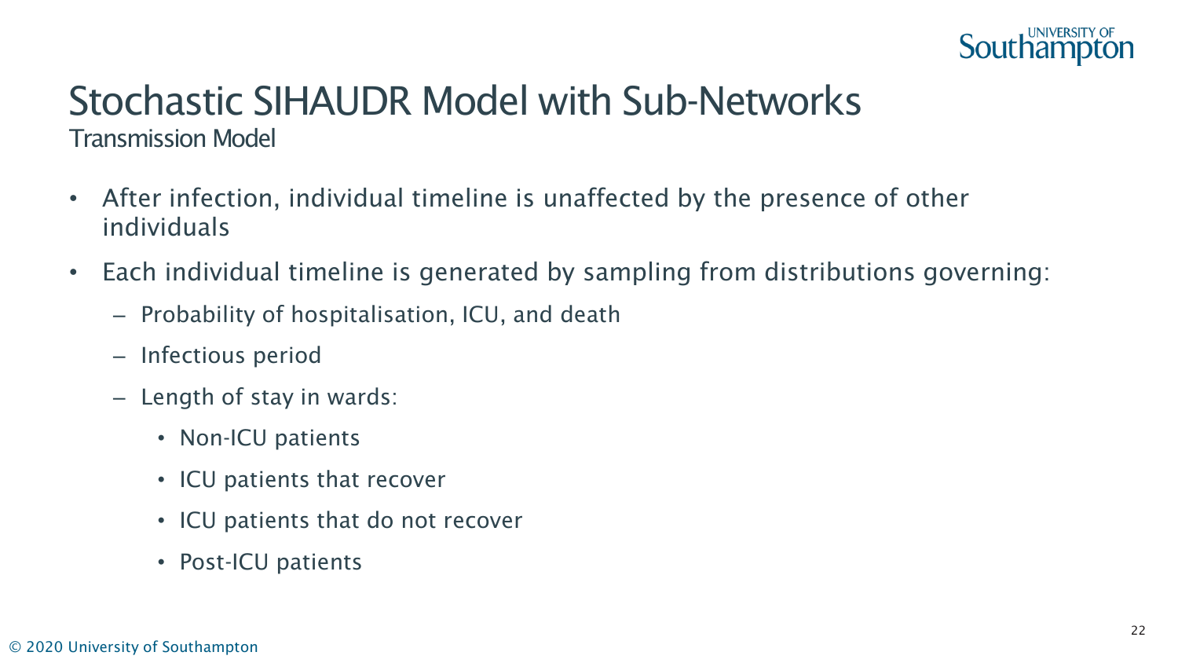# Stochastic SIHAUDR Model with Sub-Networks

## Transmission Model

- After infection, individual timeline is unaffected by the presence of other individuals
- Each individual timeline is generated by sampling from distributions governing:
  - Probability of hospitalisation, ICU, and death
  - Infectious period
  - Length of stay in wards:
    - Non-ICU patients
    - ICU patients that recover
    - ICU patients that do not recover
    - Post-ICU patients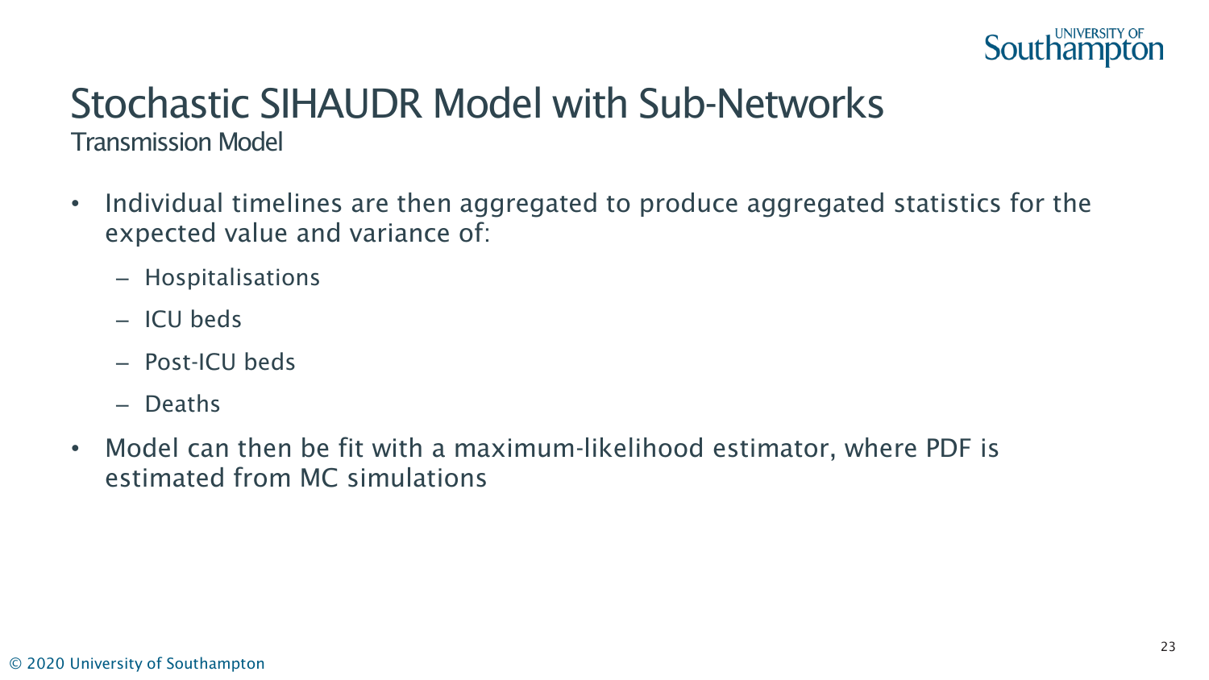# Stochastic SIHAUDR Model with Sub-Networks

## Transmission Model

- Individual timelines are then aggregated to produce aggregated statistics for the expected value and variance of:
  - Hospitalisations
  - ICU beds
  - Post-ICU beds
  - Deaths
- Model can then be fit with a maximum-likelihood estimator, where PDF is estimated from MC simulations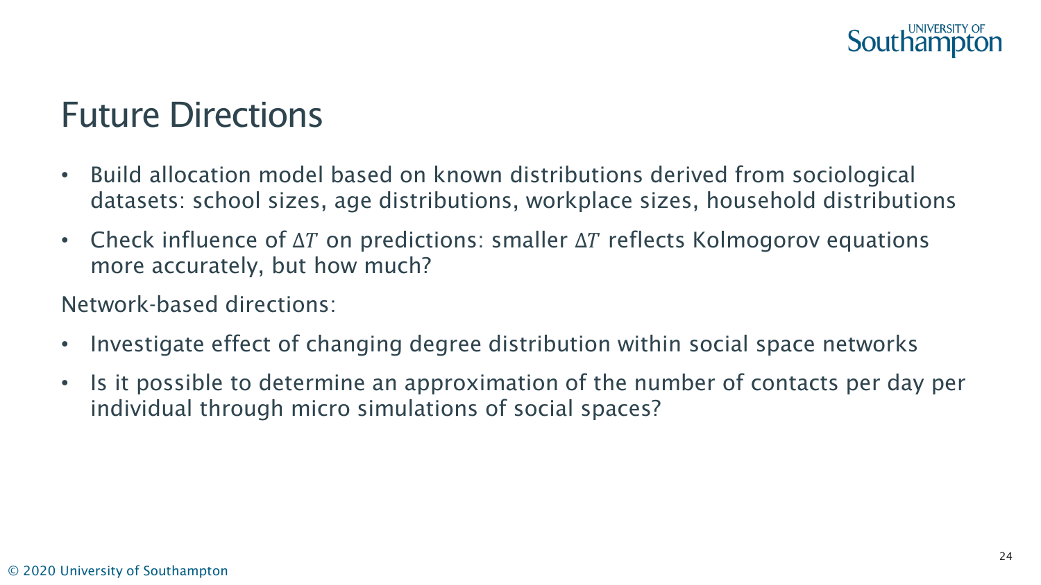# Future Directions

- Build allocation model based on known distributions derived from sociological datasets: school sizes, age distributions, workplace sizes, household distributions
- Check influence of $\Delta T$ on predictions: smaller $\Delta T$ reflects Kolmogorov equations more accurately, but how much?

Network-based directions:

- Investigate effect of changing degree distribution within social space networks
- Is it possible to determine an approximation of the number of contacts per day per individual through micro simulations of social spaces?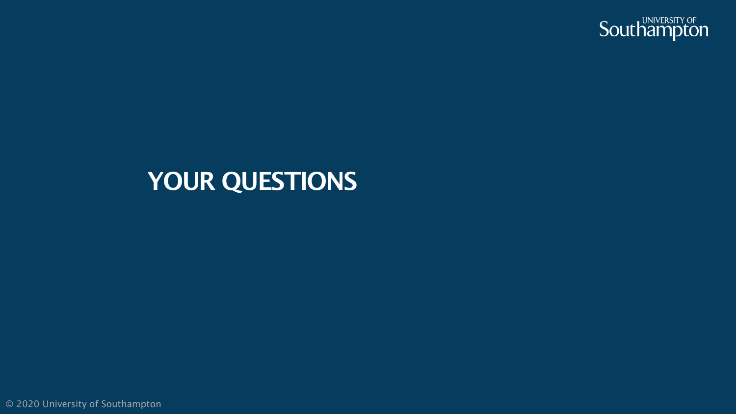# YOUR QUESTIONS